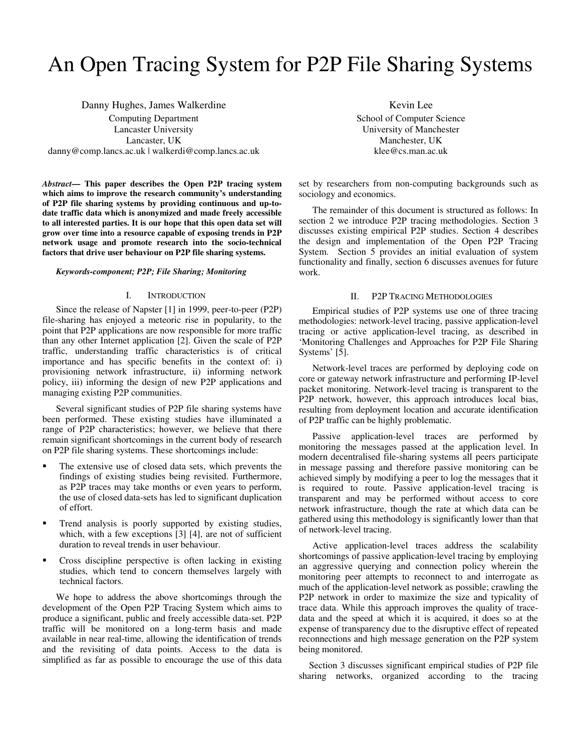# An Open Tracing System for P2P File Sharing Systems

Danny Hughes, James Walkerdine
Computing Department
Lancaster University
Lancaster, UK
danny@comp.lancs.ac.uk | walkerdi@comp.lancs.ac.uk

Kevin Lee
School of Computer Science
University of Manchester
Manchester, UK
klee@cs.man.ac.uk

***Abstract*— This paper describes the Open P2P tracing system which aims to improve the research community's understanding of P2P file sharing systems by providing continuous and up-to-date traffic data which is anonymized and made freely accessible to all interested parties. It is our hope that this open data set will grow over time into a resource capable of exposing trends in P2P network usage and promote research into the socio-technical factors that drive user behaviour on P2P file sharing systems.**

***Keywords-component; P2P; File Sharing; Monitoring***

## I. Introduction

Since the release of Napster [1] in 1999, peer-to-peer (P2P) file-sharing has enjoyed a meteoric rise in popularity, to the point that P2P applications are now responsible for more traffic than any other Internet application [2]. Given the scale of P2P traffic, understanding traffic characteristics is of critical importance and has specific benefits in the context of: i) provisioning network infrastructure, ii) informing network policy, iii) informing the design of new P2P applications and managing existing P2P communities.

Several significant studies of P2P file sharing systems have been performed. These existing studies have illuminated a range of P2P characteristics; however, we believe that there remain significant shortcomings in the current body of research on P2P file sharing systems. These shortcomings include:

- The extensive use of closed data sets, which prevents the findings of existing studies being revisited. Furthermore, as P2P traces may take months or even years to perform, the use of closed data-sets has led to significant duplication of effort.
- Trend analysis is poorly supported by existing studies, which, with a few exceptions [3] [4], are not of sufficient duration to reveal trends in user behaviour.
- Cross discipline perspective is often lacking in existing studies, which tend to concern themselves largely with technical factors.

We hope to address the above shortcomings through the development of the Open P2P Tracing System which aims to produce a significant, public and freely accessible data-set. P2P traffic will be monitored on a long-term basis and made available in near real-time, allowing the identification of trends and the revisiting of data points. Access to the data is simplified as far as possible to encourage the use of this data set by researchers from non-computing backgrounds such as sociology and economics.

The remainder of this document is structured as follows: In section 2 we introduce P2P tracing methodologies. Section 3 discusses existing empirical P2P studies. Section 4 describes the design and implementation of the Open P2P Tracing System. Section 5 provides an initial evaluation of system functionality and finally, section 6 discusses avenues for future work.

## II. P2P Tracing Methodologies

Empirical studies of P2P systems use one of three tracing methodologies: network-level tracing, passive application-level tracing or active application-level tracing, as described in 'Monitoring Challenges and Approaches for P2P File Sharing Systems' [5].

Network-level traces are performed by deploying code on core or gateway network infrastructure and performing IP-level packet monitoring. Network-level tracing is transparent to the P2P network, however, this approach introduces local bias, resulting from deployment location and accurate identification of P2P traffic can be highly problematic.

Passive application-level traces are performed by monitoring the messages passed at the application level. In modern decentralised file-sharing systems all peers participate in message passing and therefore passive monitoring can be achieved simply by modifying a peer to log the messages that it is required to route. Passive application-level tracing is transparent and may be performed without access to core network infrastructure, though the rate at which data can be gathered using this methodology is significantly lower than that of network-level tracing.

Active application-level traces address the scalability shortcomings of passive application-level tracing by employing an aggressive querying and connection policy wherein the monitoring peer attempts to reconnect to and interrogate as much of the application-level network as possible; crawling the P2P network in order to maximize the size and typicality of trace data. While this approach improves the quality of trace-data and the speed at which it is acquired, it does so at the expense of transparency due to the disruptive effect of repeated reconnections and high message generation on the P2P system being monitored.

Section 3 discusses significant empirical studies of P2P file sharing networks, organized according to the tracing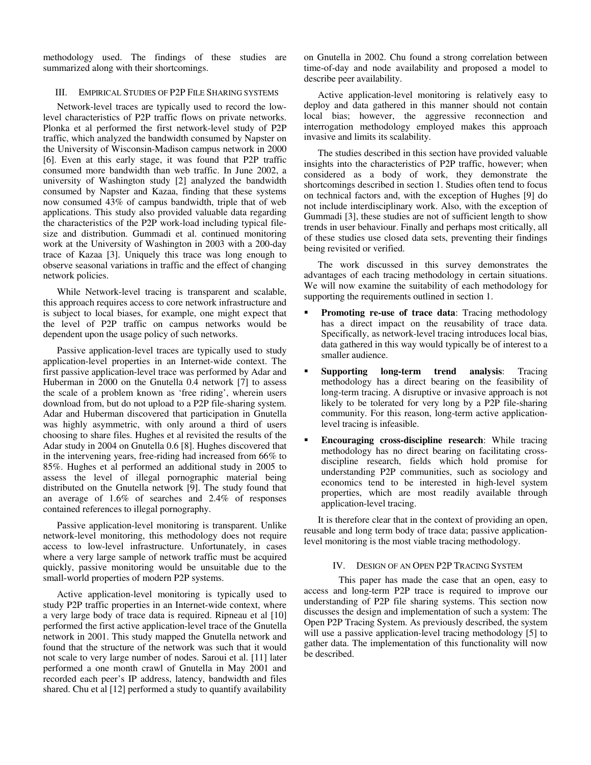methodology used. The findings of these studies are summarized along with their shortcomings.

## III. Empirical Studies of P2P File Sharing systems

Network-level traces are typically used to record the low-level characteristics of P2P traffic flows on private networks. Plonka et al performed the first network-level study of P2P traffic, which analyzed the bandwidth consumed by Napster on the University of Wisconsin-Madison campus network in 2000 [6]. Even at this early stage, it was found that P2P traffic consumed more bandwidth than web traffic. In June 2002, a university of Washington study [2] analyzed the bandwidth consumed by Napster and Kazaa, finding that these systems now consumed 43% of campus bandwidth, triple that of web applications. This study also provided valuable data regarding the characteristics of the P2P work-load including typical file-size and distribution. Gummadi et al. continued monitoring work at the University of Washington in 2003 with a 200-day trace of Kazaa [3]. Uniquely this trace was long enough to observe seasonal variations in traffic and the effect of changing network policies.

While Network-level tracing is transparent and scalable, this approach requires access to core network infrastructure and is subject to local biases, for example, one might expect that the level of P2P traffic on campus networks would be dependent upon the usage policy of such networks.

Passive application-level traces are typically used to study application-level properties in an Internet-wide context. The first passive application-level trace was performed by Adar and Huberman in 2000 on the Gnutella 0.4 network [7] to assess the scale of a problem known as 'free riding', wherein users download from, but do not upload to a P2P file-sharing system. Adar and Huberman discovered that participation in Gnutella was highly asymmetric, with only around a third of users choosing to share files. Hughes et al revisited the results of the Adar study in 2004 on Gnutella 0.6 [8]. Hughes discovered that in the intervening years, free-riding had increased from 66% to 85%. Hughes et al performed an additional study in 2005 to assess the level of illegal pornographic material being distributed on the Gnutella network [9]. The study found that an average of 1.6% of searches and 2.4% of responses contained references to illegal pornography.

Passive application-level monitoring is transparent. Unlike network-level monitoring, this methodology does not require access to low-level infrastructure. Unfortunately, in cases where a very large sample of network traffic must be acquired quickly, passive monitoring would be unsuitable due to the small-world properties of modern P2P systems.

Active application-level monitoring is typically used to study P2P traffic properties in an Internet-wide context, where a very large body of trace data is required. Ripneau et al [10] performed the first active application-level trace of the Gnutella network in 2001. This study mapped the Gnutella network and found that the structure of the network was such that it would not scale to very large number of nodes. Saroui et al. [11] later performed a one month crawl of Gnutella in May 2001 and recorded each peer's IP address, latency, bandwidth and files shared. Chu et al [12] performed a study to quantify availability on Gnutella in 2002. Chu found a strong correlation between time-of-day and node availability and proposed a model to describe peer availability.

Active application-level monitoring is relatively easy to deploy and data gathered in this manner should not contain local bias; however, the aggressive reconnection and interrogation methodology employed makes this approach invasive and limits its scalability.

The studies described in this section have provided valuable insights into the characteristics of P2P traffic, however; when considered as a body of work, they demonstrate the shortcomings described in section 1. Studies often tend to focus on technical factors and, with the exception of Hughes [9] do not include interdisciplinary work. Also, with the exception of Gummadi [3], these studies are not of sufficient length to show trends in user behaviour. Finally and perhaps most critically, all of these studies use closed data sets, preventing their findings being revisited or verified.

The work discussed in this survey demonstrates the advantages of each tracing methodology in certain situations. We will now examine the suitability of each methodology for supporting the requirements outlined in section 1.

- **Promoting re-use of trace data**: Tracing methodology has a direct impact on the reusability of trace data. Specifically, as network-level tracing introduces local bias, data gathered in this way would typically be of interest to a smaller audience.
- **Supporting long-term trend analysis**: Tracing methodology has a direct bearing on the feasibility of long-term tracing. A disruptive or invasive approach is not likely to be tolerated for very long by a P2P file-sharing community. For this reason, long-term active application-level tracing is infeasible.
- **Encouraging cross-discipline research**: While tracing methodology has no direct bearing on facilitating cross-discipline research, fields which hold promise for understanding P2P communities, such as sociology and economics tend to be interested in high-level system properties, which are most readily available through application-level tracing.

It is therefore clear that in the context of providing an open, reusable and long term body of trace data; passive application-level monitoring is the most viable tracing methodology.

## IV. Design of an Open P2P Tracing System

This paper has made the case that an open, easy to access and long-term P2P trace is required to improve our understanding of P2P file sharing systems. This section now discusses the design and implementation of such a system: The Open P2P Tracing System. As previously described, the system will use a passive application-level tracing methodology [5] to gather data. The implementation of this functionality will now be described.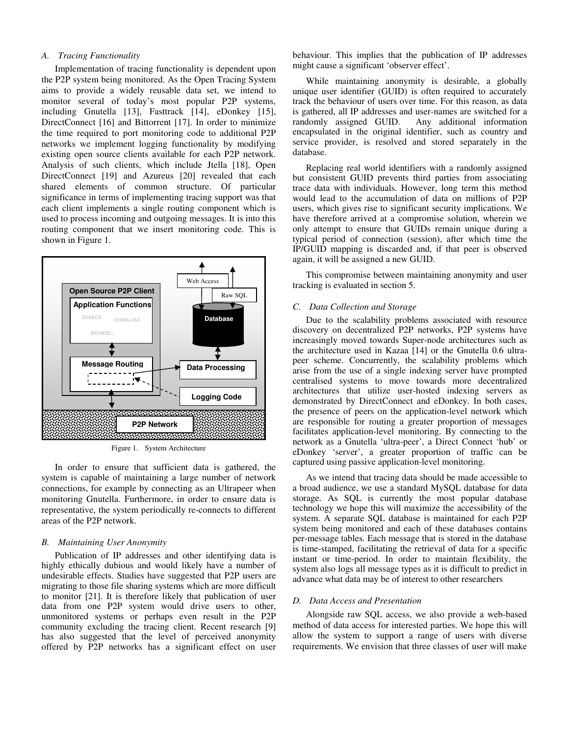### A. Tracing Functionality

Implementation of tracing functionality is dependent upon the P2P system being monitored. As the Open Tracing System aims to provide a widely reusable data set, we intend to monitor several of today's most popular P2P systems, including Gnutella [13], Fasttrack [14], eDonkey [15], DirectConnect [16] and Bittorrent [17]. In order to minimize the time required to port monitoring code to additional P2P networks we implement logging functionality by modifying existing open source clients available for each P2P network. Analysis of such clients, which include Jtella [18], Open DirectConnect [19] and Azureus [20] revealed that each shared elements of common structure. Of particular significance in terms of implementing tracing support was that each client implements a single routing component which is used to process incoming and outgoing messages. It is into this routing component that we insert monitoring code. This is shown in Figure 1.

Figure 1. System Architecture

In order to ensure that sufficient data is gathered, the system is capable of maintaining a large number of network connections, for example by connecting as an Ultrapeer when monitoring Gnutella. Furthermore, in order to ensure data is representative, the system periodically re-connects to different areas of the P2P network.

### B. Maintaining User Anonymity

Publication of IP addresses and other identifying data is highly ethically dubious and would likely have a number of undesirable effects. Studies have suggested that P2P users are migrating to those file sharing systems which are more difficult to monitor [21]. It is therefore likely that publication of user data from one P2P system would drive users to other, unmonitored systems or perhaps even result in the P2P community excluding the tracing client. Recent research [9] has also suggested that the level of perceived anonymity offered by P2P networks has a significant effect on user behaviour. This implies that the publication of IP addresses might cause a significant 'observer effect'.

While maintaining anonymity is desirable, a globally unique user identifier (GUID) is often required to accurately track the behaviour of users over time. For this reason, as data is gathered, all IP addresses and user-names are switched for a randomly assigned GUID. Any additional information encapsulated in the original identifier, such as country and service provider, is resolved and stored separately in the database.

Replacing real world identifiers with a randomly assigned but consistent GUID prevents third parties from associating trace data with individuals. However, long term this method would lead to the accumulation of data on millions of P2P users, which gives rise to significant security implications. We have therefore arrived at a compromise solution, wherein we only attempt to ensure that GUIDs remain unique during a typical period of connection (session), after which time the IP/GUID mapping is discarded and, if that peer is observed again, it will be assigned a new GUID.

This compromise between maintaining anonymity and user tracking is evaluated in section 5.

### C. Data Collection and Storage

Due to the scalability problems associated with resource discovery on decentralized P2P networks, P2P systems have increasingly moved towards Super-node architectures such as the architecture used in Kazaa [14] or the Gnutella 0.6 ultra-peer scheme. Concurrently, the scalability problems which arise from the use of a single indexing server have prompted centralised systems to move towards more decentralized architectures that utilize user-hosted indexing servers as demonstrated by DirectConnect and eDonkey. In both cases, the presence of peers on the application-level network which are responsible for routing a greater proportion of messages facilitates application-level monitoring. By connecting to the network as a Gnutella 'ultra-peer', a Direct Connect 'hub' or eDonkey 'server', a greater proportion of traffic can be captured using passive application-level monitoring.

As we intend that tracing data should be made accessible to a broad audience, we use a standard MySQL database for data storage. As SQL is currently the most popular database technology we hope this will maximize the accessibility of the system. A separate SQL database is maintained for each P2P system being monitored and each of these databases contains per-message tables. Each message that is stored in the database is time-stamped, facilitating the retrieval of data for a specific instant or time-period. In order to maintain flexibility, the system also logs all message types as it is difficult to predict in advance what data may be of interest to other researchers

### D. Data Access and Presentation

Alongside raw SQL access, we also provide a web-based method of data access for interested parties. We hope this will allow the system to support a range of users with diverse requirements. We envision that three classes of user will make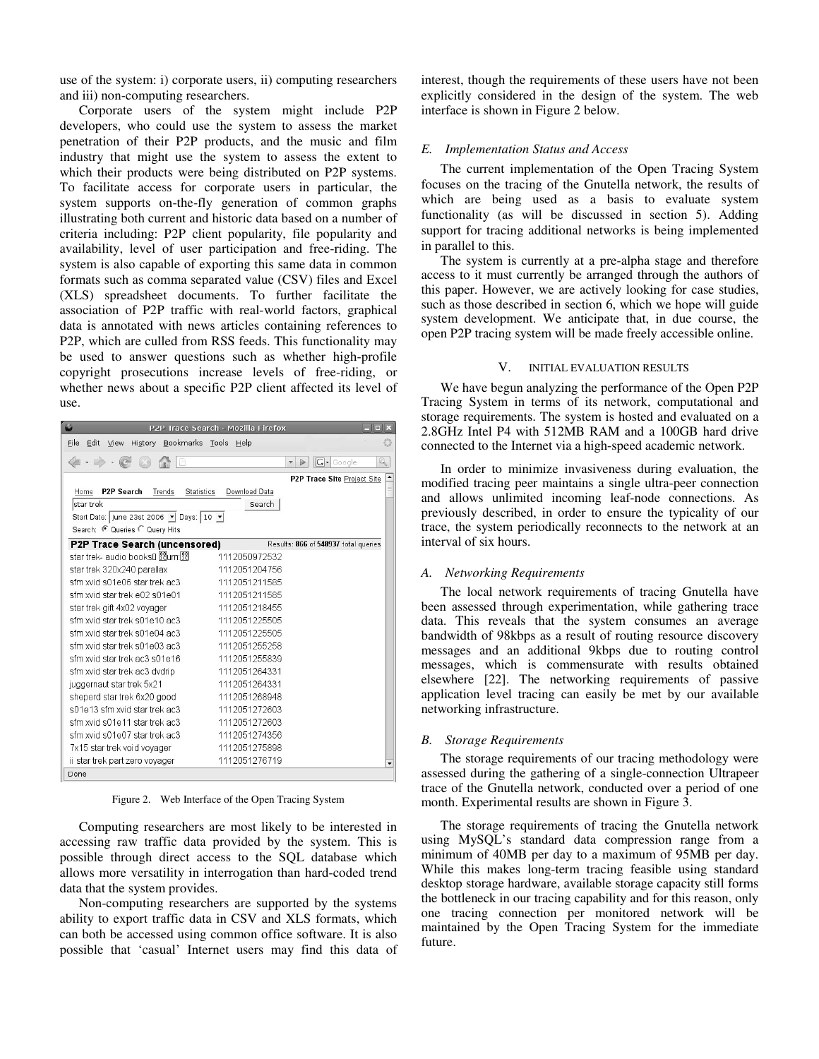use of the system: i) corporate users, ii) computing researchers and iii) non-computing researchers.

Corporate users of the system might include P2P developers, who could use the system to assess the market penetration of their P2P products, and the music and film industry that might use the system to assess the extent to which their products were being distributed on P2P systems. To facilitate access for corporate users in particular, the system supports on-the-fly generation of common graphs illustrating both current and historic data based on a number of criteria including: P2P client popularity, file popularity and availability, level of user participation and free-riding. The system is also capable of exporting this same data in common formats such as comma separated value (CSV) files and Excel (XLS) spreadsheet documents. To further facilitate the association of P2P traffic with real-world factors, graphical data is annotated with news articles containing references to P2P, which are culled from RSS feeds. This functionality may be used to answer questions such as whether high-profile copyright prosecutions increase levels of free-riding, or whether news about a specific P2P client affected its level of use.

Figure 2. Web Interface of the Open Tracing System

Computing researchers are most likely to be interested in accessing raw traffic data provided by the system. This is possible through direct access to the SQL database which allows more versatility in interrogation than hard-coded trend data that the system provides.

Non-computing researchers are supported by the systems ability to export traffic data in CSV and XLS formats, which can both be accessed using common office software. It is also possible that 'casual' Internet users may find this data of interest, though the requirements of these users have not been explicitly considered in the design of the system. The web interface is shown in Figure 2 below.

### E. Implementation Status and Access

The current implementation of the Open Tracing System focuses on the tracing of the Gnutella network, the results of which are being used as a basis to evaluate system functionality (as will be discussed in section 5). Adding support for tracing additional networks is being implemented in parallel to this.

The system is currently at a pre-alpha stage and therefore access to it must currently be arranged through the authors of this paper. However, we are actively looking for case studies, such as those described in section 6, which we hope will guide system development. We anticipate that, in due course, the open P2P tracing system will be made freely accessible online.

## V. INITIAL EVALUATION RESULTS

We have begun analyzing the performance of the Open P2P Tracing System in terms of its network, computational and storage requirements. The system is hosted and evaluated on a 2.8GHz Intel P4 with 512MB RAM and a 100GB hard drive connected to the Internet via a high-speed academic network.

In order to minimize invasiveness during evaluation, the modified tracing peer maintains a single ultra-peer connection and allows unlimited incoming leaf-node connections. As previously described, in order to ensure the typicality of our trace, the system periodically reconnects to the network at an interval of six hours.

### A. Networking Requirements

The local network requirements of tracing Gnutella have been assessed through experimentation, while gathering trace data. This reveals that the system consumes an average bandwidth of 98kbps as a result of routing resource discovery messages and an additional 9kbps due to routing control messages, which is commensurate with results obtained elsewhere [22]. The networking requirements of passive application level tracing can easily be met by our available networking infrastructure.

### B. Storage Requirements

The storage requirements of our tracing methodology were assessed during the gathering of a single-connection Ultrapeer trace of the Gnutella network, conducted over a period of one month. Experimental results are shown in Figure 3.

The storage requirements of tracing the Gnutella network using MySQL's standard data compression range from a minimum of 40MB per day to a maximum of 95MB per day. While this makes long-term tracing feasible using standard desktop storage hardware, available storage capacity still forms the bottleneck in our tracing capability and for this reason, only one tracing connection per monitored network will be maintained by the Open Tracing System for the immediate future.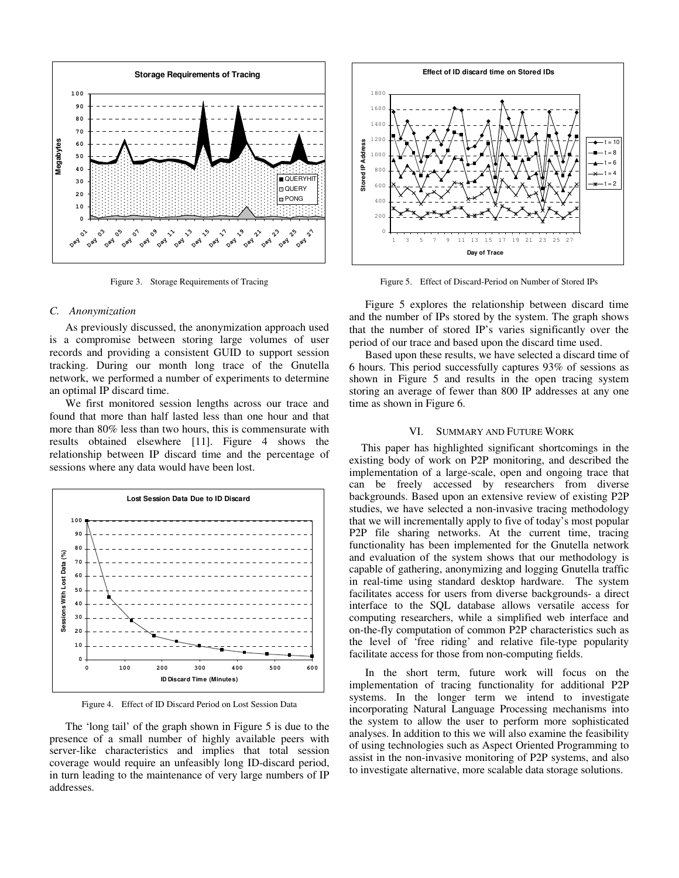Figure 3. Storage Requirements of Tracing

Figure 5. Effect of Discard-Period on Number of Stored IPs

### C. Anonymization

As previously discussed, the anonymization approach used is a compromise between storing large volumes of user records and providing a consistent GUID to support session tracking. During our month long trace of the Gnutella network, we performed a number of experiments to determine an optimal IP discard time.

We first monitored session lengths across our trace and found that more than half lasted less than one hour and that more than 80% less than two hours, this is commensurate with results obtained elsewhere [11]. Figure 4 shows the relationship between IP discard time and the percentage of sessions where any data would have been lost.

Figure 4. Effect of ID Discard Period on Lost Session Data

The 'long tail' of the graph shown in Figure 5 is due to the presence of a small number of highly available peers with server-like characteristics and implies that total session coverage would require an unfeasibly long ID-discard period, in turn leading to the maintenance of very large numbers of IP addresses.

Figure 5 explores the relationship between discard time and the number of IPs stored by the system. The graph shows that the number of stored IP's varies significantly over the period of our trace and based upon the discard time used.

Based upon these results, we have selected a discard time of 6 hours. This period successfully captures 93% of sessions as shown in Figure 5 and results in the open tracing system storing an average of fewer than 800 IP addresses at any one time as shown in Figure 6.

## VI. Summary and Future Work

This paper has highlighted significant shortcomings in the existing body of work on P2P monitoring, and described the implementation of a large-scale, open and ongoing trace that can be freely accessed by researchers from diverse backgrounds. Based upon an extensive review of existing P2P studies, we have selected a non-invasive tracing methodology that we will incrementally apply to five of today's most popular P2P file sharing networks. At the current time, tracing functionality has been implemented for the Gnutella network and evaluation of the system shows that our methodology is capable of gathering, anonymizing and logging Gnutella traffic in real-time using standard desktop hardware. The system facilitates access for users from diverse backgrounds- a direct interface to the SQL database allows versatile access for computing researchers, while a simplified web interface and on-the-fly computation of common P2P characteristics such as the level of 'free riding' and relative file-type popularity facilitate access for those from non-computing fields.

In the short term, future work will focus on the implementation of tracing functionality for additional P2P systems. In the longer term we intend to investigate incorporating Natural Language Processing mechanisms into the system to allow the user to perform more sophisticated analyses. In addition to this we will also examine the feasibility of using technologies such as Aspect Oriented Programming to assist in the non-invasive monitoring of P2P systems, and also to investigate alternative, more scalable data storage solutions.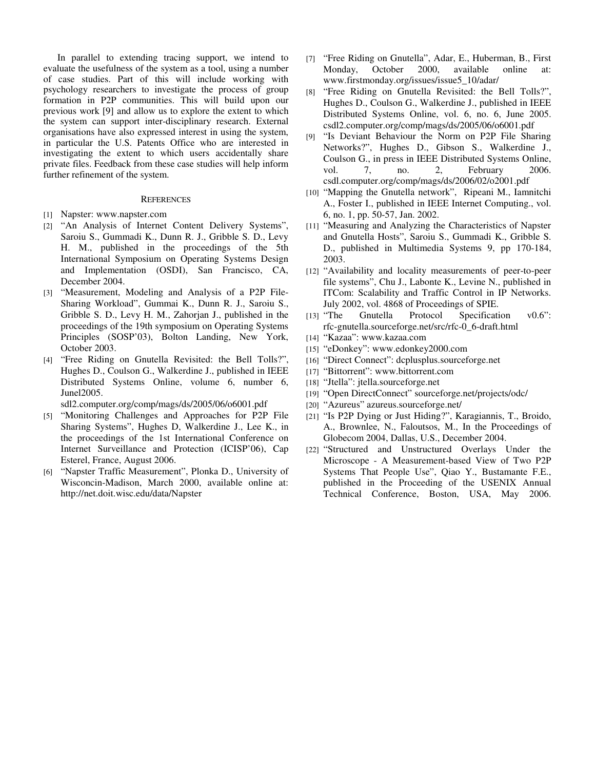In parallel to extending tracing support, we intend to evaluate the usefulness of the system as a tool, using a number of case studies. Part of this will include working with psychology researchers to investigate the process of group formation in P2P communities. This will build upon our previous work [9] and allow us to explore the extent to which the system can support inter-disciplinary research. External organisations have also expressed interest in using the system, in particular the U.S. Patents Office who are interested in investigating the extent to which users accidentally share private files. Feedback from these case studies will help inform further refinement of the system.

## References

[1] Napster: www.napster.com

[2] "An Analysis of Internet Content Delivery Systems", Saroiu S., Gummadi K., Dunn R. J., Gribble S. D., Levy H. M., published in the proceedings of the 5th International Symposium on Operating Systems Design and Implementation (OSDI), San Francisco, CA, December 2004.

[3] "Measurement, Modeling and Analysis of a P2P File-Sharing Workload", Gummai K., Dunn R. J., Saroiu S., Gribble S. D., Levy H. M., Zahorjan J., published in the proceedings of the 19th symposium on Operating Systems Principles (SOSP'03), Bolton Landing, New York, October 2003.

[4] "Free Riding on Gnutella Revisited: the Bell Tolls?", Hughes D., Coulson G., Walkerdine J., published in IEEE Distributed Systems Online, volume 6, number 6, Junel2005. sdl2.computer.org/comp/mags/ds/2005/06/o6001.pdf

[5] "Monitoring Challenges and Approaches for P2P File Sharing Systems", Hughes D, Walkerdine J., Lee K., in the proceedings of the 1st International Conference on Internet Surveillance and Protection (ICISP'06), Cap Esterel, France, August 2006.

[6] "Napster Traffic Measurement", Plonka D., University of Wisconcin-Madison, March 2000, available online at: http://net.doit.wisc.edu/data/Napster

[7] "Free Riding on Gnutella", Adar, E., Huberman, B., First Monday, October 2000, available online at: www.firstmonday.org/issues/issue5_10/adar/

[8] "Free Riding on Gnutella Revisited: the Bell Tolls?", Hughes D., Coulson G., Walkerdine J., published in IEEE Distributed Systems Online, vol. 6, no. 6, June 2005. csdl2.computer.org/comp/mags/ds/2005/06/o6001.pdf

[9] "Is Deviant Behaviour the Norm on P2P File Sharing Networks?", Hughes D., Gibson S., Walkerdine J., Coulson G., in press in IEEE Distributed Systems Online, vol. 7, no. 2, February 2006. csdl.computer.org/comp/mags/ds/2006/02/o2001.pdf

[10] "Mapping the Gnutella network", Ripeani M., Iamnitchi A., Foster I., published in IEEE Internet Computing., vol. 6, no. 1, pp. 50-57, Jan. 2002.

[11] "Measuring and Analyzing the Characteristics of Napster and Gnutella Hosts", Saroiu S., Gummadi K., Gribble S. D., published in Multimedia Systems 9, pp 170-184, 2003.

[12] "Availability and locality measurements of peer-to-peer file systems", Chu J., Labonte K., Levine N., published in ITCom: Scalability and Traffic Control in IP Networks. July 2002, vol. 4868 of Proceedings of SPIE.

[13] "The Gnutella Protocol Specification v0.6": rfc-gnutella.sourceforge.net/src/rfc-0_6-draft.html

[14] "Kazaa": www.kazaa.com

[15] "eDonkey": www.edonkey2000.com

[16] "Direct Connect": dcplusplus.sourceforge.net

[17] "Bittorrent": www.bittorrent.com

[18] "Jtella": jtella.sourceforge.net

[19] "Open DirectConnect" sourceforge.net/projects/odc/

[20] "Azureus" azureus.sourceforge.net/

[21] "Is P2P Dying or Just Hiding?", Karagiannis, T., Broido, A., Brownlee, N., Faloutsos, M., In the Proceedings of Globecom 2004, Dallas, U.S., December 2004.

[22] "Structured and Unstructured Overlays Under the Microscope - A Measurement-based View of Two P2P Systems That People Use", Qiao Y., Bustamante F.E., published in the Proceeding of the USENIX Annual Technical Conference, Boston, USA, May 2006.